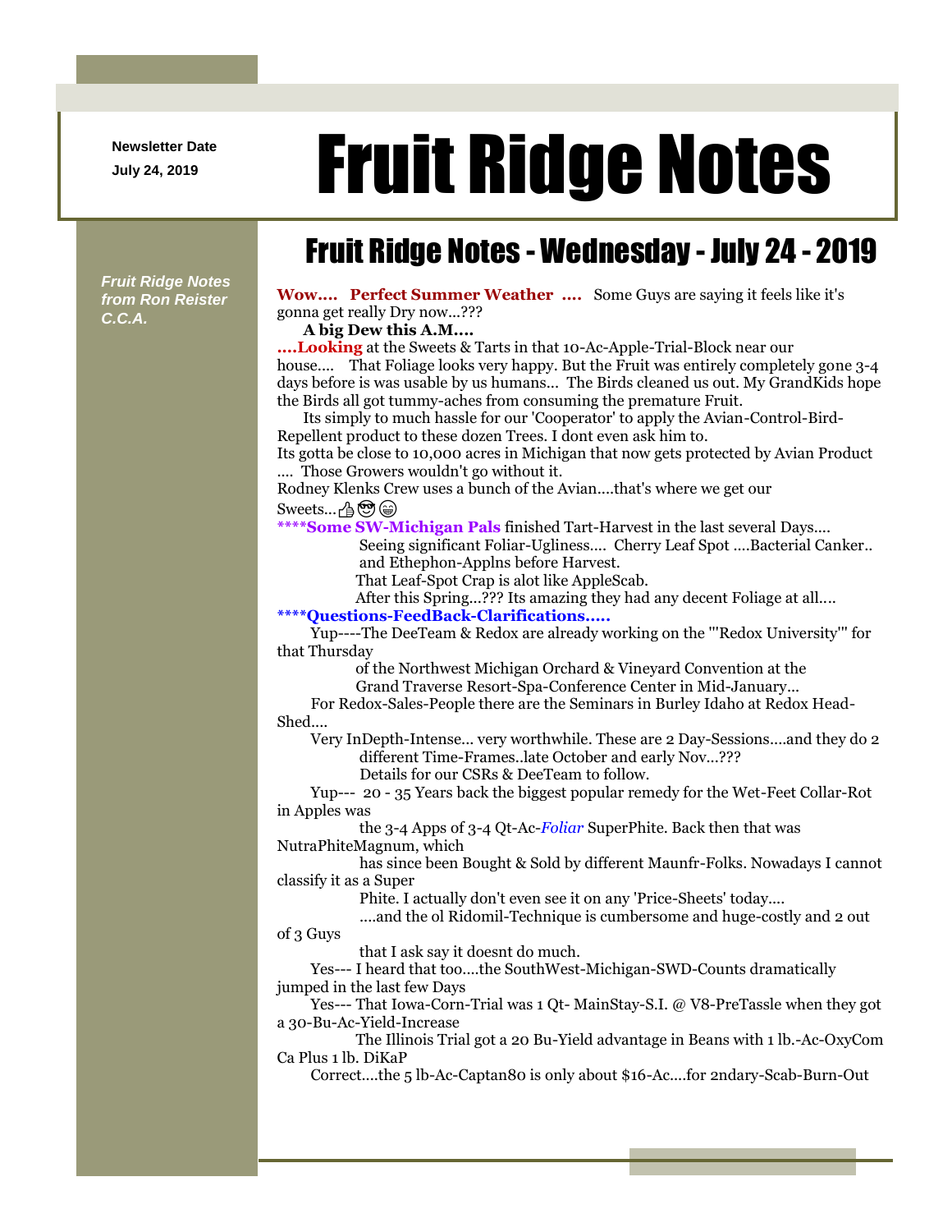Newsletter Date
July 24, 2019

# Fruit Ridge Notes

*Fruit Ridge Notes from Ron Reister C.C.A.*

## Fruit Ridge Notes - Wednesday - July 24 - 2019

**Wow.... Perfect Summer Weather ....** Some Guys are saying it feels like it's gonna get really Dry now...???

**A big Dew this A.M....**

**....Looking** at the Sweets & Tarts in that 10-Ac-Apple-Trial-Block near our house.... That Foliage looks very happy. But the Fruit was entirely completely gone 3-4 days before is was usable by us humans... The Birds cleaned us out. My GrandKids hope the Birds all got tummy-aches from consuming the premature Fruit.

Its simply to much hassle for our 'Cooperator' to apply the Avian-Control-Bird-Repellent product to these dozen Trees. I dont even ask him to.

Its gotta be close to 10,000 acres in Michigan that now gets protected by Avian Product .... Those Growers wouldn't go without it.

Rodney Klenks Crew uses a bunch of the Avian....that's where we get our Sweets...👍😎😁

**\*\*\*\*Some SW-Michigan Pals** finished Tart-Harvest in the last several Days....

Seeing significant Foliar-Ugliness.... Cherry Leaf Spot ....Bacterial Canker.. and Ethephon-Applns before Harvest.

That Leaf-Spot Crap is alot like AppleScab.

After this Spring...??? Its amazing they had any decent Foliage at all....

**\*\*\*\*Questions-FeedBack-Clarifications.....**

Yup----The DeeTeam & Redox are already working on the '"Redox University"' for that Thursday of the Northwest Michigan Orchard & Vineyard Convention at the Grand Traverse Resort-Spa-Conference Center in Mid-January...

For Redox-Sales-People there are the Seminars in Burley Idaho at Redox Head-Shed....

Very InDepth-Intense... very worthwhile. These are 2 Day-Sessions....and they do 2 different Time-Frames..late October and early Nov...??? Details for our CSRs & DeeTeam to follow.

Yup--- 20 - 35 Years back the biggest popular remedy for the Wet-Feet Collar-Rot in Apples was the 3-4 Apps of 3-4 Qt-Ac-*Foliar* SuperPhite. Back then that was NutraPhiteMagnum, which has since been Bought & Sold by different Maunfr-Folks. Nowadays I cannot classify it as a Super Phite. I actually don't even see it on any 'Price-Sheets' today.... ....and the ol Ridomil-Technique is cumbersome and huge-costly and 2 out of 3 Guys that I ask say it doesnt do much.

Yes--- I heard that too....the SouthWest-Michigan-SWD-Counts dramatically jumped in the last few Days

Yes--- That Iowa-Corn-Trial was 1 Qt- MainStay-S.I. @ V8-PreTassle when they got a 30-Bu-Ac-Yield-Increase

The Illinois Trial got a 20 Bu-Yield advantage in Beans with 1 lb.-Ac-OxyCom Ca Plus 1 lb. DiKaP

Correct....the 5 lb-Ac-Captan80 is only about $16-Ac....for 2ndary-Scab-Burn-Out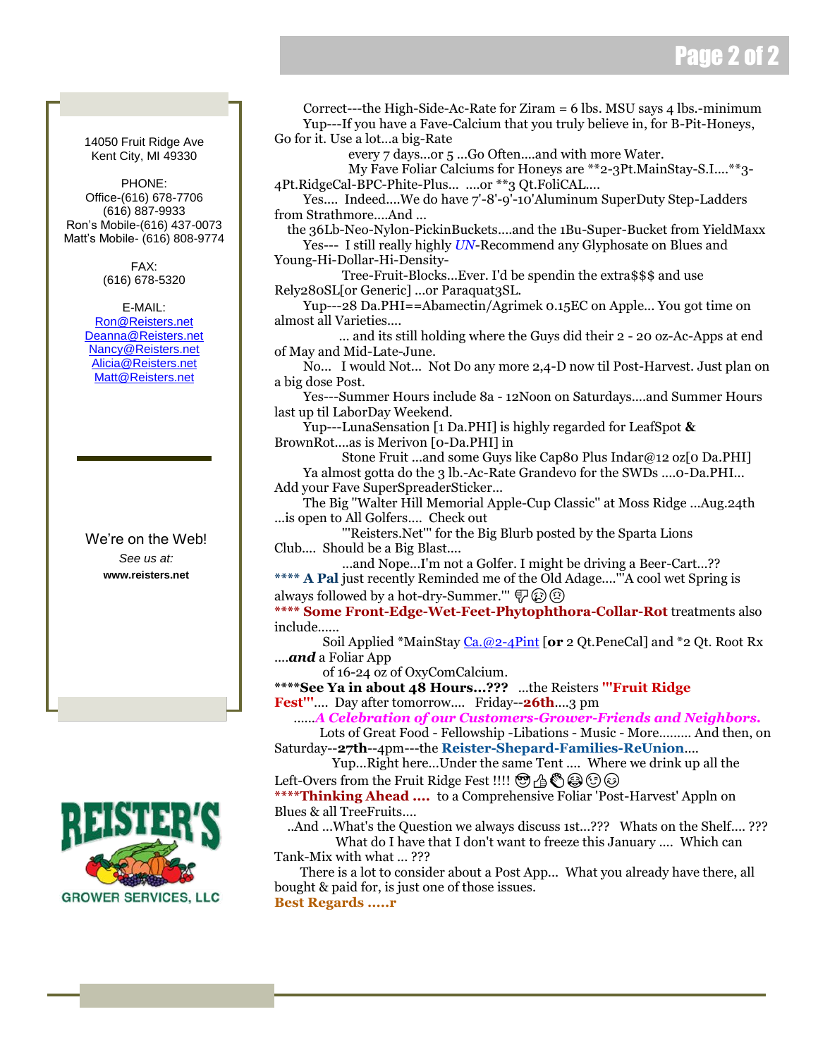14050 Fruit Ridge Ave
Kent City, MI 49330

PHONE:
Office-(616) 678-7706
(616) 887-9933
Ron's Mobile-(616) 437-0073
Matt's Mobile- (616) 808-9774

FAX:
(616) 678-5320

E-MAIL:
Ron@Reisters.net
Deanna@Reisters.net
Nancy@Reisters.net
Alicia@Reisters.net
Matt@Reisters.net

We're on the Web!
*See us at:*
**www.reisters.net**

REISTER'S GROWER SERVICES, LLC

---

Correct---the High-Side-Ac-Rate for Ziram = 6 lbs. MSU says 4 lbs.-minimum

Yup---If you have a Fave-Calcium that you truly believe in, for B-Pit-Honeys, Go for it. Use a lot...a big-Rate every 7 days...or 5 ...Go Often....and with more Water.

My Fave Foliar Calciums for Honeys are **2-3Pt.MainStay-S.I....**3-4Pt.RidgeCal-BPC-Phite-Plus... ....or **3 Qt.FoliCAL....

Yes.... Indeed....We do have 7'-8'-9'-10'Aluminum SuperDuty Step-Ladders from Strathmore....And ... the 36Lb-Neo-Nylon-PickinBuckets....and the 1Bu-Super-Bucket from YieldMaxx

Yes--- I still really highly *UN*-Recommend any Glyphosate on Blues and Young-Hi-Dollar-Hi-Density-Tree-Fruit-Blocks...Ever. I'd be spendin the extra$$$ and use Rely280SL[or Generic] ...or Paraquat3SL.

Yup---28 Da.PHI==Abamectin/Agrimek 0.15EC on Apple... You got time on almost all Varieties.... ... and its still holding where the Guys did their 2 - 20 oz-Ac-Apps at end of May and Mid-Late-June.

No... I would Not... Not Do any more 2,4-D now til Post-Harvest. Just plan on a big dose Post.

Yes---Summer Hours include 8a - 12Noon on Saturdays....and Summer Hours last up til LaborDay Weekend.

Yup---LunaSensation [1 Da.PHI] is highly regarded for LeafSpot **&** BrownRot....as is Merivon [0-Da.PHI] in Stone Fruit ...and some Guys like Cap80 Plus Indar@12 oz[0 Da.PHI]

Ya almost gotta do the 3 lb.-Ac-Rate Grandevo for the SWDs ....0-Da.PHI... Add your Fave SuperSpreaderSticker...

The Big "Walter Hill Memorial Apple-Cup Classic" at Moss Ridge ...Aug.24th ...is open to All Golfers.... Check out "'Reisters.Net"' for the Big Blurb posted by the Sparta Lions Club.... Should be a Big Blast....

...and Nope...I'm not a Golfer. I might be driving a Beer-Cart...??

**** **A Pal** just recently Reminded me of the Old Adage...."'A cool wet Spring is always followed by a hot-dry-Summer."' 👎😢☹

**** **Some Front-Edge-Wet-Feet-Phytophthora-Collar-Rot** treatments also include......

Soil Applied *MainStay Ca.@2-4Pint [**or** 2 Qt.PeneCal] and *2 Qt. Root Rx ....***and*** a Foliar App of 16-24 oz of OxyComCalcium.

****See Ya in about 48 Hours...???** ...the Reisters **"'Fruit Ridge Fest"'**.... Day after tomorrow.... Friday--**26th**....3 pm

......***A Celebration of our Customers-Grower-Friends and Neighbors.***

Lots of Great Food - Fellowship -Libations - Music - More......... And then, on Saturday--**27th**--4pm---the **Reister-Shepard-Families-ReUnion**....

Yup...Right here...Under the same Tent .... Where we drink up all the Left-Overs from the Fruit Ridge Fest !!!! 😎👍👏😂😌😉

****Thinking Ahead ....** to a Comprehensive Foliar 'Post-Harvest' Appln on Blues & all TreeFruits....

..And ...What's the Question we always discuss 1st...??? Whats on the Shelf.... ??? What do I have that I don't want to freeze this January .... Which can Tank-Mix with what ... ???

There is a lot to consider about a Post App... What you already have there, all bought & paid for, is just one of those issues.

**Best Regards .....r**